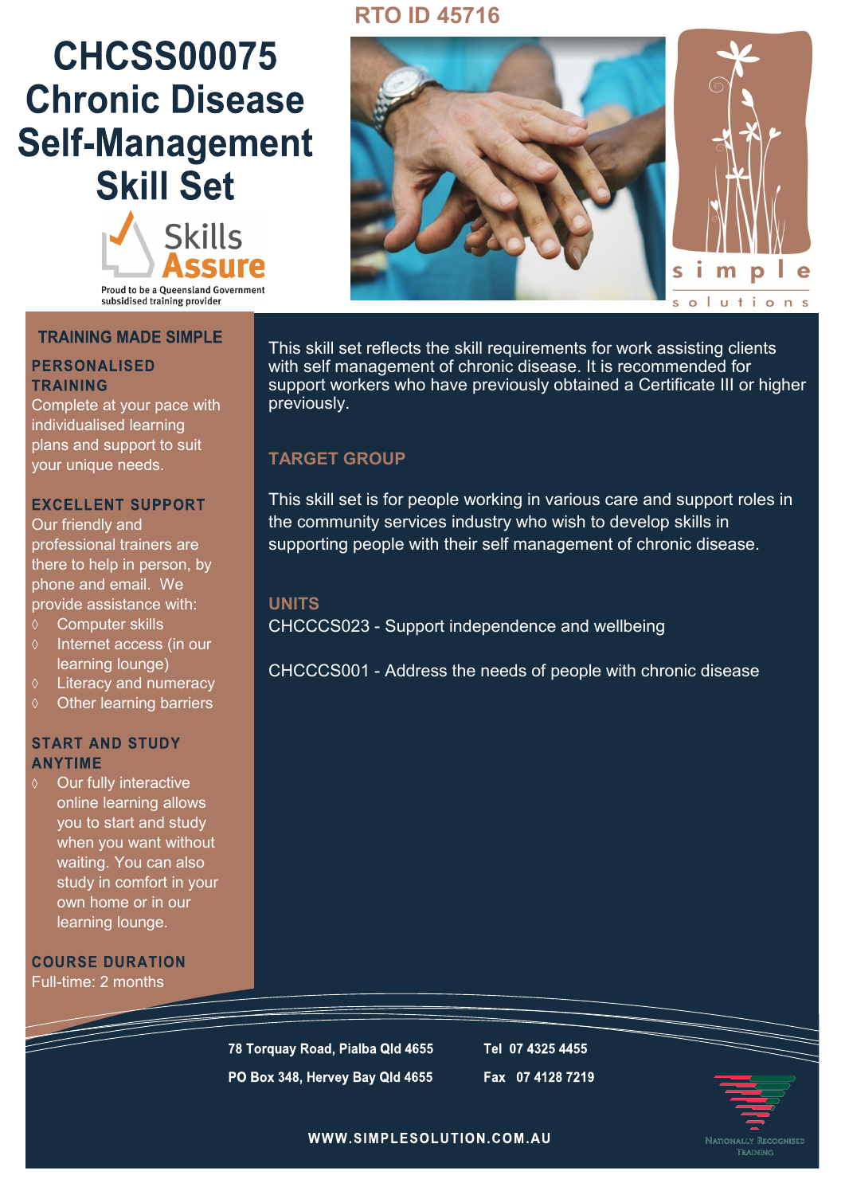RTO ID 45716

# CHCSS00075 Chronic Disease Self-Management Skill Set

Skills Assure

Proud to be a Queensland Government subsidised training provider

simple solutions

## TRAINING MADE SIMPLE

### PERSONALISED TRAINING

Complete at your pace with individualised learning plans and support to suit your unique needs.

### EXCELLENT SUPPORT

Our friendly and professional trainers are there to help in person, by phone and email. We provide assistance with:

- Computer skills
- Internet access (in our learning lounge)
- Literacy and numeracy
- Other learning barriers

### START AND STUDY ANYTIME

- Our fully interactive online learning allows you to start and study when you want without waiting. You can also study in comfort in your own home or in our learning lounge.

### COURSE DURATION

Full-time: 2 months

This skill set reflects the skill requirements for work assisting clients with self management of chronic disease. It is recommended for support workers who have previously obtained a Certificate III or higher previously.

## TARGET GROUP

This skill set is for people working in various care and support roles in the community services industry who wish to develop skills in supporting people with their self management of chronic disease.

## UNITS

CHCCCS023 - Support independence and wellbeing

CHCCCS001 - Address the needs of people with chronic disease

78 Torquay Road, Pialba Qld 4655

PO Box 348, Hervey Bay Qld 4655

Tel 07 4325 4455

Fax 07 4128 7219

WWW.SIMPLESOLUTION.COM.AU

Nationally Recognised Training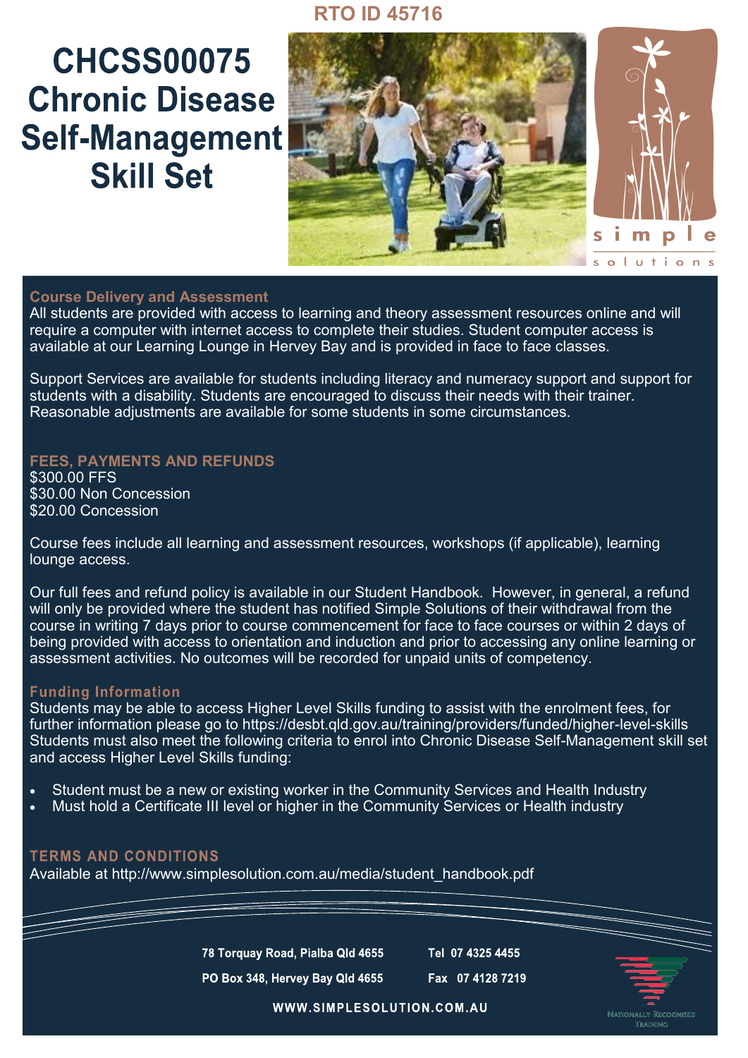RTO ID 45716

# CHCSS00075 Chronic Disease Self-Management Skill Set

simple solutions

## Course Delivery and Assessment

All students are provided with access to learning and theory assessment resources online and will require a computer with internet access to complete their studies. Student computer access is available at our Learning Lounge in Hervey Bay and is provided in face to face classes.

Support Services are available for students including literacy and numeracy support and support for students with a disability. Students are encouraged to discuss their needs with their trainer. Reasonable adjustments are available for some students in some circumstances.

## FEES, PAYMENTS AND REFUNDS

$300.00 FFS
$30.00 Non Concession
$20.00 Concession

Course fees include all learning and assessment resources, workshops (if applicable), learning lounge access.

Our full fees and refund policy is available in our Student Handbook. However, in general, a refund will only be provided where the student has notified Simple Solutions of their withdrawal from the course in writing 7 days prior to course commencement for face to face courses or within 2 days of being provided with access to orientation and induction and prior to accessing any online learning or assessment activities. No outcomes will be recorded for unpaid units of competency.

## Funding Information

Students may be able to access Higher Level Skills funding to assist with the enrolment fees, for further information please go to https://desbt.qld.gov.au/training/providers/funded/higher-level-skills Students must also meet the following criteria to enrol into Chronic Disease Self-Management skill set and access Higher Level Skills funding:

- Student must be a new or existing worker in the Community Services and Health Industry
- Must hold a Certificate III level or higher in the Community Services or Health industry

## TERMS AND CONDITIONS

Available at http://www.simplesolution.com.au/media/student_handbook.pdf

78 Torquay Road, Pialba Qld 4655 Tel 07 4325 4455
PO Box 348, Hervey Bay Qld 4655 Fax 07 4128 7219

WWW.SIMPLESOLUTION.COM.AU

Nationally Recognised Training